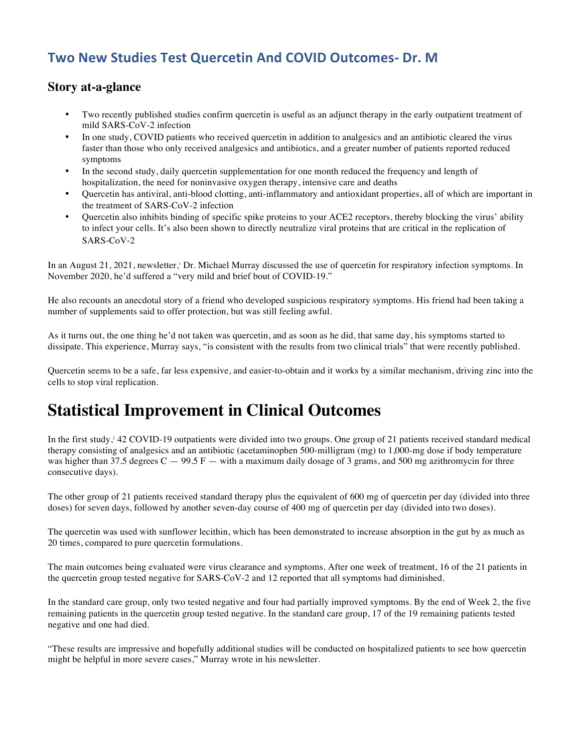# Two New Studies Test Quercetin And COVID Outcomes- Dr. M

## Story at-a-glance

- Two recently published studies confirm quercetin is useful as an adjunct therapy in the early outpatient treatment of mild SARS-CoV-2 infection
- In one study, COVID patients who received quercetin in addition to analgesics and an antibiotic cleared the virus faster than those who only received analgesics and antibiotics, and a greater number of patients reported reduced symptoms
- In the second study, daily quercetin supplementation for one month reduced the frequency and length of hospitalization, the need for noninvasive oxygen therapy, intensive care and deaths
- Quercetin has antiviral, anti-blood clotting, anti-inflammatory and antioxidant properties, all of which are important in the treatment of SARS-CoV-2 infection
- Quercetin also inhibits binding of specific spike proteins to your ACE2 receptors, thereby blocking the virus' ability to infect your cells. It's also been shown to directly neutralize viral proteins that are critical in the replication of SARS-CoV-2

In an August 21, 2021, newsletter,[1] Dr. Michael Murray discussed the use of quercetin for respiratory infection symptoms. In November 2020, he'd suffered a "very mild and brief bout of COVID-19."

He also recounts an anecdotal story of a friend who developed suspicious respiratory symptoms. His friend had been taking a number of supplements said to offer protection, but was still feeling awful.

As it turns out, the one thing he'd not taken was quercetin, and as soon as he did, that same day, his symptoms started to dissipate. This experience, Murray says, "is consistent with the results from two clinical trials" that were recently published.

Quercetin seems to be a safe, far less expensive, and easier-to-obtain and it works by a similar mechanism, driving zinc into the cells to stop viral replication.

# Statistical Improvement in Clinical Outcomes

In the first study,[2] 42 COVID-19 outpatients were divided into two groups. One group of 21 patients received standard medical therapy consisting of analgesics and an antibiotic (acetaminophen 500-milligram (mg) to 1,000-mg dose if body temperature was higher than 37.5 degrees C — 99.5 F — with a maximum daily dosage of 3 grams, and 500 mg azithromycin for three consecutive days).

The other group of 21 patients received standard therapy plus the equivalent of 600 mg of quercetin per day (divided into three doses) for seven days, followed by another seven-day course of 400 mg of quercetin per day (divided into two doses).

The quercetin was used with sunflower lecithin, which has been demonstrated to increase absorption in the gut by as much as 20 times, compared to pure quercetin formulations.

The main outcomes being evaluated were virus clearance and symptoms. After one week of treatment, 16 of the 21 patients in the quercetin group tested negative for SARS-CoV-2 and 12 reported that all symptoms had diminished.

In the standard care group, only two tested negative and four had partially improved symptoms. By the end of Week 2, the five remaining patients in the quercetin group tested negative. In the standard care group, 17 of the 19 remaining patients tested negative and one had died.

"These results are impressive and hopefully additional studies will be conducted on hospitalized patients to see how quercetin might be helpful in more severe cases," Murray wrote in his newsletter.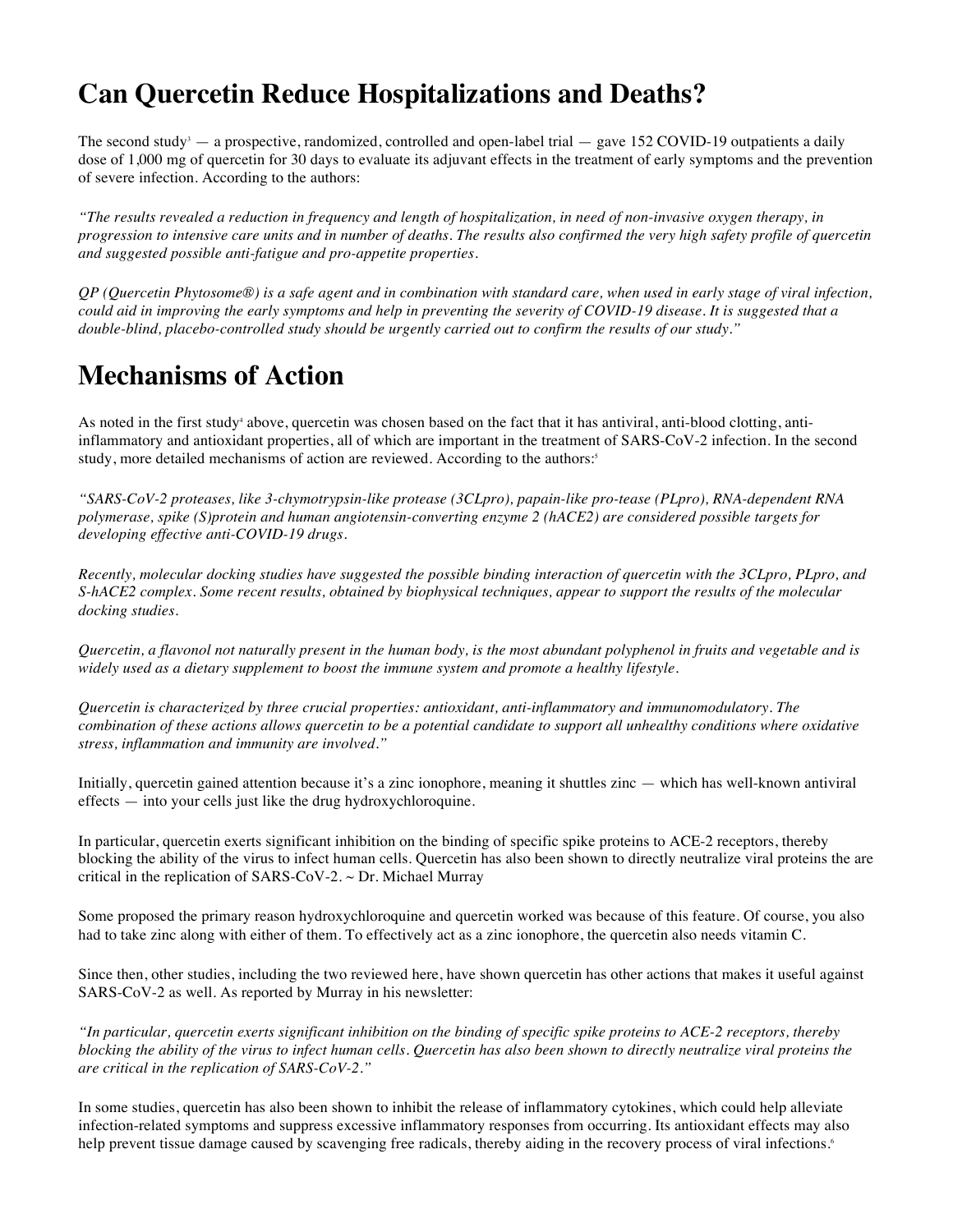## Can Quercetin Reduce Hospitalizations and Deaths?

The second study[3] — a prospective, randomized, controlled and open-label trial — gave 152 COVID-19 outpatients a daily dose of 1,000 mg of quercetin for 30 days to evaluate its adjuvant effects in the treatment of early symptoms and the prevention of severe infection. According to the authors:

*"The results revealed a reduction in frequency and length of hospitalization, in need of non-invasive oxygen therapy, in progression to intensive care units and in number of deaths. The results also confirmed the very high safety profile of quercetin and suggested possible anti-fatigue and pro-appetite properties.*

*QP (Quercetin Phytosome®) is a safe agent and in combination with standard care, when used in early stage of viral infection, could aid in improving the early symptoms and help in preventing the severity of COVID-19 disease. It is suggested that a double-blind, placebo-controlled study should be urgently carried out to confirm the results of our study."*

## Mechanisms of Action

As noted in the first study[4] above, quercetin was chosen based on the fact that it has antiviral, anti-blood clotting, anti-inflammatory and antioxidant properties, all of which are important in the treatment of SARS-CoV-2 infection. In the second study, more detailed mechanisms of action are reviewed. According to the authors:[5]

*"SARS-CoV-2 proteases, like 3-chymotrypsin-like protease (3CLpro), papain-like pro-tease (PLpro), RNA-dependent RNA polymerase, spike (S)protein and human angiotensin-converting enzyme 2 (hACE2) are considered possible targets for developing effective anti-COVID-19 drugs.*

*Recently, molecular docking studies have suggested the possible binding interaction of quercetin with the 3CLpro, PLpro, and S-hACE2 complex. Some recent results, obtained by biophysical techniques, appear to support the results of the molecular docking studies.*

*Quercetin, a flavonol not naturally present in the human body, is the most abundant polyphenol in fruits and vegetable and is widely used as a dietary supplement to boost the immune system and promote a healthy lifestyle.*

*Quercetin is characterized by three crucial properties: antioxidant, anti-inflammatory and immunomodulatory. The combination of these actions allows quercetin to be a potential candidate to support all unhealthy conditions where oxidative stress, inflammation and immunity are involved."*

Initially, quercetin gained attention because it's a zinc ionophore, meaning it shuttles zinc — which has well-known antiviral effects — into your cells just like the drug hydroxychloroquine.

In particular, quercetin exerts significant inhibition on the binding of specific spike proteins to ACE-2 receptors, thereby blocking the ability of the virus to infect human cells. Quercetin has also been shown to directly neutralize viral proteins the are critical in the replication of SARS-CoV-2. ~ Dr. Michael Murray

Some proposed the primary reason hydroxychloroquine and quercetin worked was because of this feature. Of course, you also had to take zinc along with either of them. To effectively act as a zinc ionophore, the quercetin also needs vitamin C.

Since then, other studies, including the two reviewed here, have shown quercetin has other actions that makes it useful against SARS-CoV-2 as well. As reported by Murray in his newsletter:

*"In particular, quercetin exerts significant inhibition on the binding of specific spike proteins to ACE-2 receptors, thereby blocking the ability of the virus to infect human cells. Quercetin has also been shown to directly neutralize viral proteins the are critical in the replication of SARS-CoV-2."*

In some studies, quercetin has also been shown to inhibit the release of inflammatory cytokines, which could help alleviate infection-related symptoms and suppress excessive inflammatory responses from occurring. Its antioxidant effects may also help prevent tissue damage caused by scavenging free radicals, thereby aiding in the recovery process of viral infections.[6]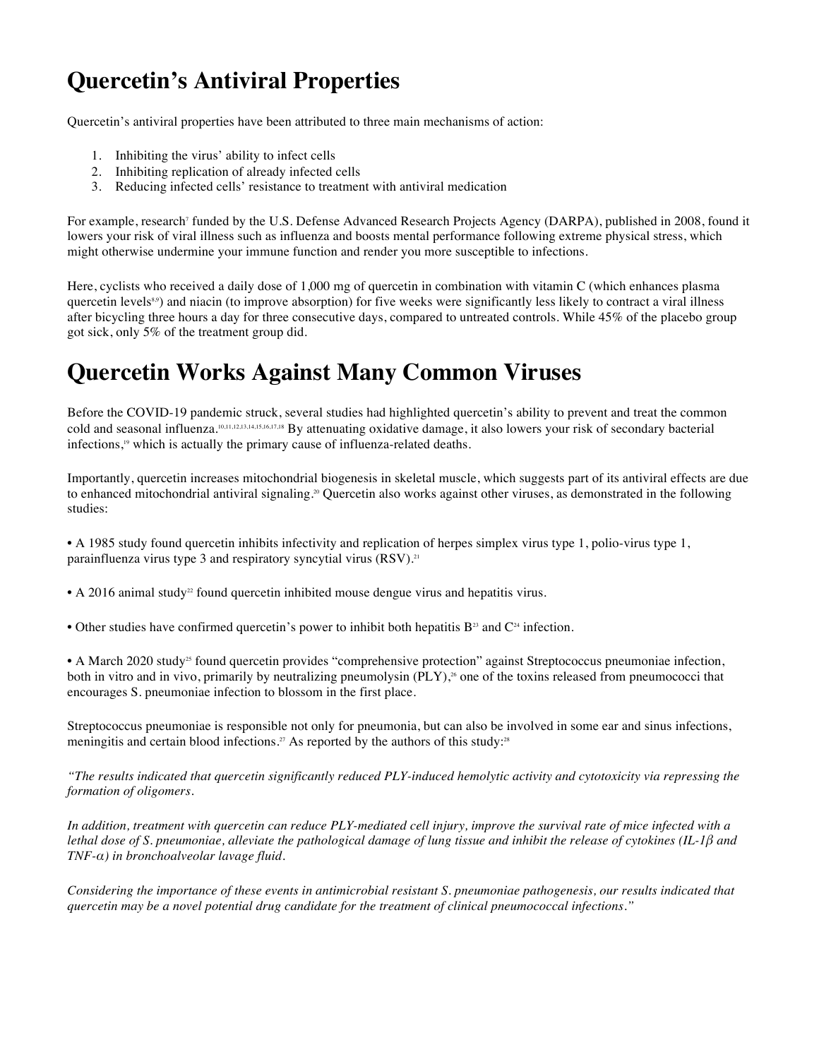# Quercetin's Antiviral Properties

Quercetin's antiviral properties have been attributed to three main mechanisms of action:

1. Inhibiting the virus' ability to infect cells
2. Inhibiting replication of already infected cells
3. Reducing infected cells' resistance to treatment with antiviral medication

For example, research[7] funded by the U.S. Defense Advanced Research Projects Agency (DARPA), published in 2008, found it lowers your risk of viral illness such as influenza and boosts mental performance following extreme physical stress, which might otherwise undermine your immune function and render you more susceptible to infections.

Here, cyclists who received a daily dose of 1,000 mg of quercetin in combination with vitamin C (which enhances plasma quercetin levels[8,9]) and niacin (to improve absorption) for five weeks were significantly less likely to contract a viral illness after bicycling three hours a day for three consecutive days, compared to untreated controls. While 45% of the placebo group got sick, only 5% of the treatment group did.

# Quercetin Works Against Many Common Viruses

Before the COVID-19 pandemic struck, several studies had highlighted quercetin's ability to prevent and treat the common cold and seasonal influenza.[10,11,12,13,14,15,16,17,18] By attenuating oxidative damage, it also lowers your risk of secondary bacterial infections,[19] which is actually the primary cause of influenza-related deaths.

Importantly, quercetin increases mitochondrial biogenesis in skeletal muscle, which suggests part of its antiviral effects are due to enhanced mitochondrial antiviral signaling.[20] Quercetin also works against other viruses, as demonstrated in the following studies:

• A 1985 study found quercetin inhibits infectivity and replication of herpes simplex virus type 1, polio-virus type 1, parainfluenza virus type 3 and respiratory syncytial virus (RSV).[21]

• A 2016 animal study[22] found quercetin inhibited mouse dengue virus and hepatitis virus.

• Other studies have confirmed quercetin's power to inhibit both hepatitis B[23] and C[24] infection.

• A March 2020 study[25] found quercetin provides "comprehensive protection" against Streptococcus pneumoniae infection, both in vitro and in vivo, primarily by neutralizing pneumolysin (PLY),[26] one of the toxins released from pneumococci that encourages S. pneumoniae infection to blossom in the first place.

Streptococcus pneumoniae is responsible not only for pneumonia, but can also be involved in some ear and sinus infections, meningitis and certain blood infections.[27] As reported by the authors of this study:[28]

*"The results indicated that quercetin significantly reduced PLY-induced hemolytic activity and cytotoxicity via repressing the formation of oligomers.*

*In addition, treatment with quercetin can reduce PLY-mediated cell injury, improve the survival rate of mice infected with a lethal dose of S. pneumoniae, alleviate the pathological damage of lung tissue and inhibit the release of cytokines (IL-1β and TNF-α) in bronchoalveolar lavage fluid.*

*Considering the importance of these events in antimicrobial resistant S. pneumoniae pathogenesis, our results indicated that quercetin may be a novel potential drug candidate for the treatment of clinical pneumococcal infections."*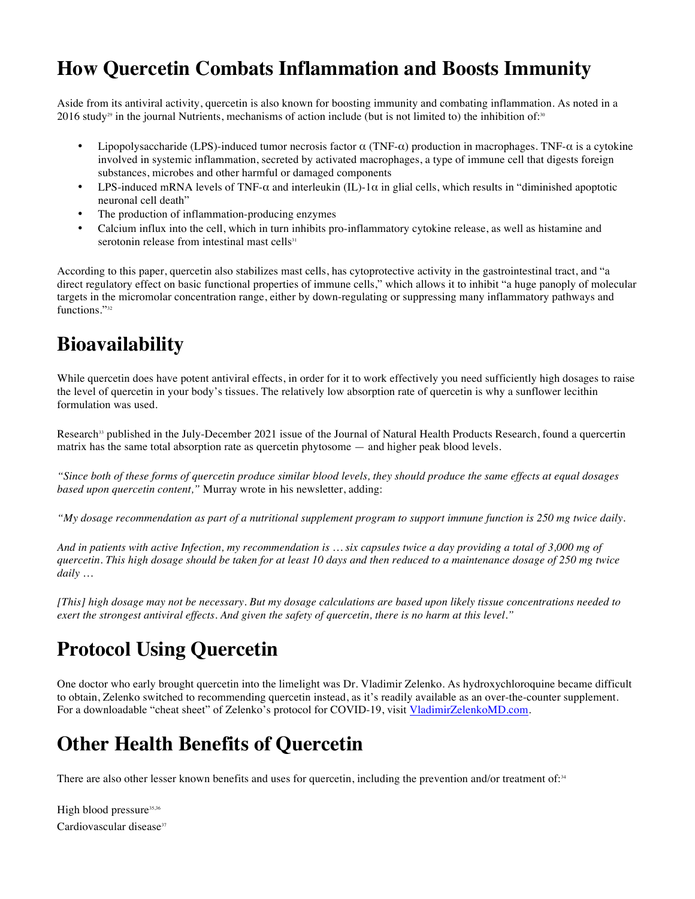## How Quercetin Combats Inflammation and Boosts Immunity

Aside from its antiviral activity, quercetin is also known for boosting immunity and combating inflammation. As noted in a 2016 study[29] in the journal Nutrients, mechanisms of action include (but is not limited to) the inhibition of:[30]

- Lipopolysaccharide (LPS)-induced tumor necrosis factor α (TNF-α) production in macrophages. TNF-α is a cytokine involved in systemic inflammation, secreted by activated macrophages, a type of immune cell that digests foreign substances, microbes and other harmful or damaged components
- LPS-induced mRNA levels of TNF-α and interleukin (IL)-1α in glial cells, which results in "diminished apoptotic neuronal cell death"
- The production of inflammation-producing enzymes
- Calcium influx into the cell, which in turn inhibits pro-inflammatory cytokine release, as well as histamine and serotonin release from intestinal mast cells[31]

According to this paper, quercetin also stabilizes mast cells, has cytoprotective activity in the gastrointestinal tract, and "a direct regulatory effect on basic functional properties of immune cells," which allows it to inhibit "a huge panoply of molecular targets in the micromolar concentration range, either by down-regulating or suppressing many inflammatory pathways and functions."[32]

## Bioavailability

While quercetin does have potent antiviral effects, in order for it to work effectively you need sufficiently high dosages to raise the level of quercetin in your body's tissues. The relatively low absorption rate of quercetin is why a sunflower lecithin formulation was used.

Research[33] published in the July-December 2021 issue of the Journal of Natural Health Products Research, found a quercertin matrix has the same total absorption rate as quercetin phytosome — and higher peak blood levels.

*"Since both of these forms of quercetin produce similar blood levels, they should produce the same effects at equal dosages based upon quercetin content,"* Murray wrote in his newsletter, adding:

*"My dosage recommendation as part of a nutritional supplement program to support immune function is 250 mg twice daily.*

*And in patients with active Infection, my recommendation is … six capsules twice a day providing a total of 3,000 mg of quercetin. This high dosage should be taken for at least 10 days and then reduced to a maintenance dosage of 250 mg twice daily …*

*[This] high dosage may not be necessary. But my dosage calculations are based upon likely tissue concentrations needed to exert the strongest antiviral effects. And given the safety of quercetin, there is no harm at this level."*

## Protocol Using Quercetin

One doctor who early brought quercetin into the limelight was Dr. Vladimir Zelenko. As hydroxychloroquine became difficult to obtain, Zelenko switched to recommending quercetin instead, as it's readily available as an over-the-counter supplement. For a downloadable "cheat sheet" of Zelenko's protocol for COVID-19, visit [VladimirZelenkoMD.com](VladimirZelenkoMD.com).

## Other Health Benefits of Quercetin

There are also other lesser known benefits and uses for quercetin, including the prevention and/or treatment of:[34]

High blood pressure[35,36]

Cardiovascular disease[37]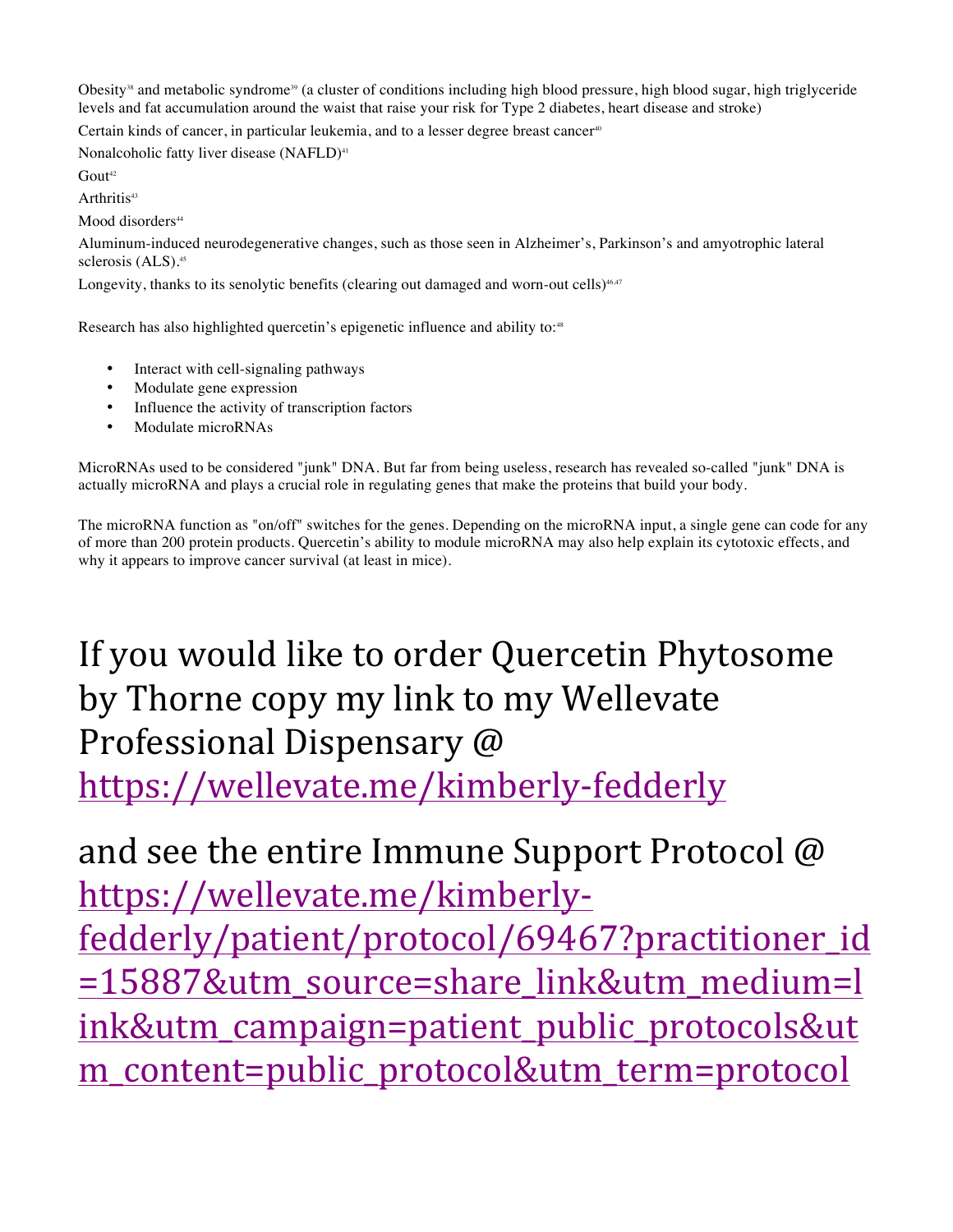Obesity[38] and metabolic syndrome[39] (a cluster of conditions including high blood pressure, high blood sugar, high triglyceride levels and fat accumulation around the waist that raise your risk for Type 2 diabetes, heart disease and stroke)

Certain kinds of cancer, in particular leukemia, and to a lesser degree breast cancer[40]

Nonalcoholic fatty liver disease (NAFLD)[41]

Gout[42]

Arthritis[43]

Mood disorders[44]

Aluminum-induced neurodegenerative changes, such as those seen in Alzheimer's, Parkinson's and amyotrophic lateral sclerosis (ALS).[45]

Longevity, thanks to its senolytic benefits (clearing out damaged and worn-out cells)[46,47]

Research has also highlighted quercetin's epigenetic influence and ability to:[48]

- Interact with cell-signaling pathways
- Modulate gene expression
- Influence the activity of transcription factors
- Modulate microRNAs

MicroRNAs used to be considered "junk" DNA. But far from being useless, research has revealed so-called "junk" DNA is actually microRNA and plays a crucial role in regulating genes that make the proteins that build your body.

The microRNA function as "on/off" switches for the genes. Depending on the microRNA input, a single gene can code for any of more than 200 protein products. Quercetin's ability to module microRNA may also help explain its cytotoxic effects, and why it appears to improve cancer survival (at least in mice).

# If you would like to order Quercetin Phytosome by Thorne copy my link to my Wellevate Professional Dispensary @ https://wellevate.me/kimberly-fedderly

# and see the entire Immune Support Protocol @ https://wellevate.me/kimberly-fedderly/patient/protocol/69467?practitioner_id=15887&utm_source=share_link&utm_medium=link&utm_campaign=patient_public_protocols&utm_content=public_protocol&utm_term=protocol